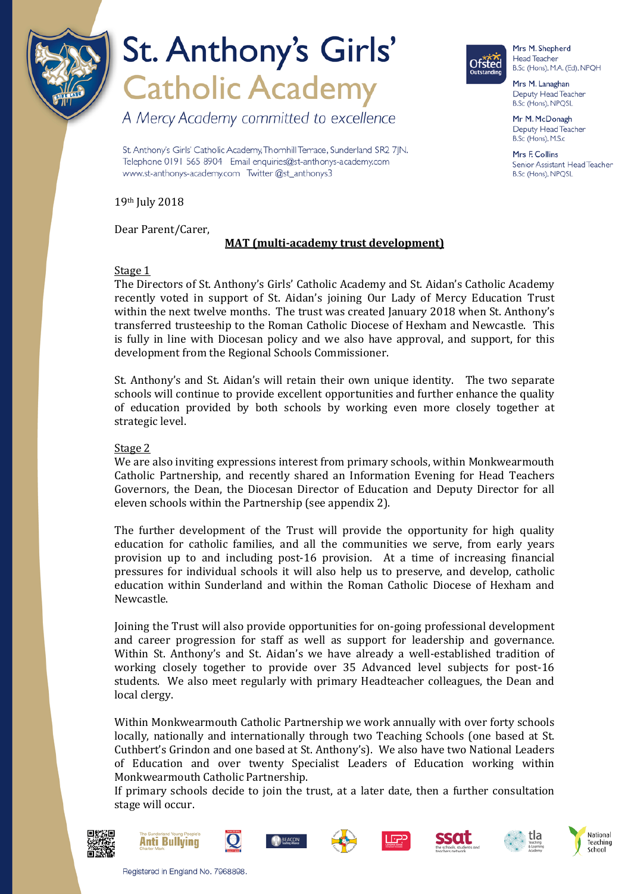# St. Anthony's Girls' Catholic Academy

*A Mercy Academy committed to excellence*

St. Anthony's Girls' Catholic Academy, Thornhill Terrace, Sunderland SR2 7JN.
Telephone 0191 565 8904 Email enquiries@st-anthonys-academy.com
www.st-anthonys-academy.com Twitter @st_anthonys3

Mrs M. Shepherd
Head Teacher
B.Sc (Hons), M.A. (Ed), NPQH

Mrs M. Lanaghan
Deputy Head Teacher
B.Sc (Hons), NPQSL

Mr M. McDonagh
Deputy Head Teacher
B.Sc (Hons), M.Sc

Mrs F. Collins
Senior Assistant Head Teacher
B.Sc (Hons), NPQSL

19th July 2018

Dear Parent/Carer,

**MAT (multi-academy trust development)**

Stage 1

The Directors of St. Anthony's Girls' Catholic Academy and St. Aidan's Catholic Academy recently voted in support of St. Aidan's joining Our Lady of Mercy Education Trust within the next twelve months. The trust was created January 2018 when St. Anthony's transferred trusteeship to the Roman Catholic Diocese of Hexham and Newcastle. This is fully in line with Diocesan policy and we also have approval, and support, for this development from the Regional Schools Commissioner.

St. Anthony's and St. Aidan's will retain their own unique identity. The two separate schools will continue to provide excellent opportunities and further enhance the quality of education provided by both schools by working even more closely together at strategic level.

Stage 2

We are also inviting expressions interest from primary schools, within Monkwearmouth Catholic Partnership, and recently shared an Information Evening for Head Teachers Governors, the Dean, the Diocesan Director of Education and Deputy Director for all eleven schools within the Partnership (see appendix 2).

The further development of the Trust will provide the opportunity for high quality education for catholic families, and all the communities we serve, from early years provision up to and including post-16 provision. At a time of increasing financial pressures for individual schools it will also help us to preserve, and develop, catholic education within Sunderland and within the Roman Catholic Diocese of Hexham and Newcastle.

Joining the Trust will also provide opportunities for on-going professional development and career progression for staff as well as support for leadership and governance. Within St. Anthony's and St. Aidan's we have already a well-established tradition of working closely together to provide over 35 Advanced level subjects for post-16 students. We also meet regularly with primary Headteacher colleagues, the Dean and local clergy.

Within Monkwearmouth Catholic Partnership we work annually with over forty schools locally, nationally and internationally through two Teaching Schools (one based at St. Cuthbert's Grindon and one based at St. Anthony's). We also have two National Leaders of Education and over twenty Specialist Leaders of Education working within Monkwearmouth Catholic Partnership.

If primary schools decide to join the trust, at a later date, then a further consultation stage will occur.

Registered in England No. 7968898.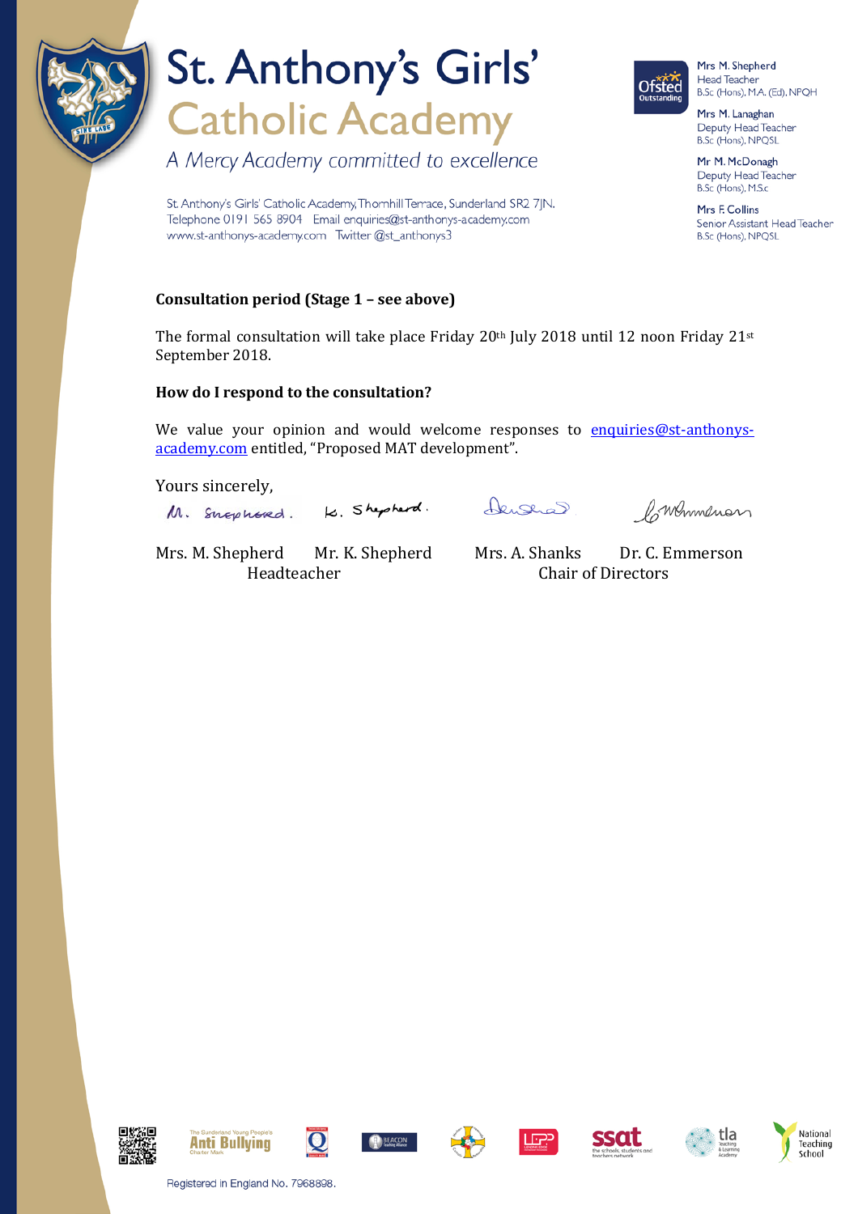**Consultation period (Stage 1 – see above)**

The formal consultation will take place Friday 20th July 2018 until 12 noon Friday 21st September 2018.

**How do I respond to the consultation?**

We value your opinion and would welcome responses to enquiries@st-anthonys-academy.com entitled, "Proposed MAT development".

Yours sincerely,

| Mrs. M. Shepherd | Mr. K. Shepherd | Mrs. A. Shanks | Dr. C. Emmerson |
|---|---|---|---|
| Headteacher | | Chair of Directors | |

Registered in England No. 7968898.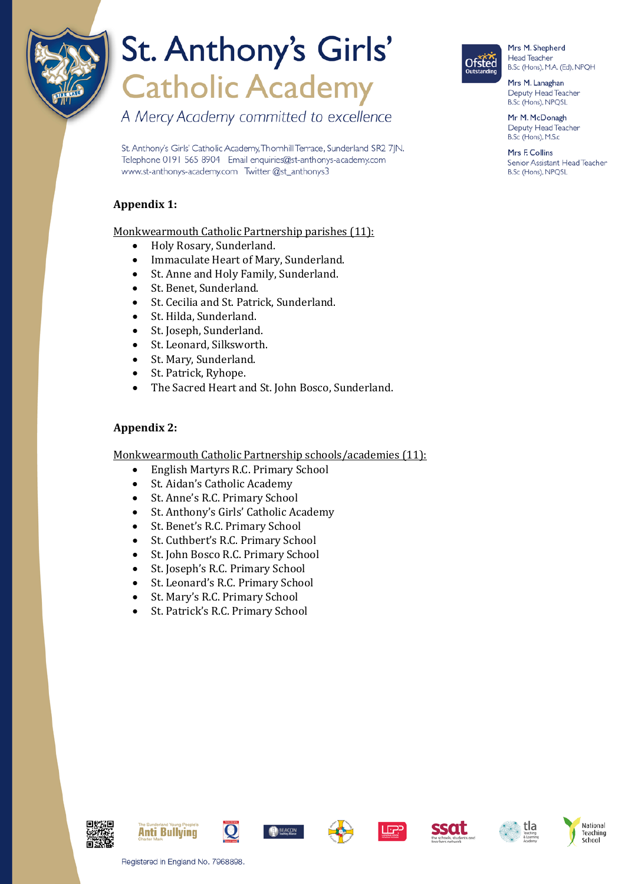## Appendix 1:

Monkwearmouth Catholic Partnership parishes (11):

- Holy Rosary, Sunderland.
- Immaculate Heart of Mary, Sunderland.
- St. Anne and Holy Family, Sunderland.
- St. Benet, Sunderland.
- St. Cecilia and St. Patrick, Sunderland.
- St. Hilda, Sunderland.
- St. Joseph, Sunderland.
- St. Leonard, Silksworth.
- St. Mary, Sunderland.
- St. Patrick, Ryhope.
- The Sacred Heart and St. John Bosco, Sunderland.

## Appendix 2:

Monkwearmouth Catholic Partnership schools/academies (11):

- English Martyrs R.C. Primary School
- St. Aidan's Catholic Academy
- St. Anne's R.C. Primary School
- St. Anthony's Girls' Catholic Academy
- St. Benet's R.C. Primary School
- St. Cuthbert's R.C. Primary School
- St. John Bosco R.C. Primary School
- St. Joseph's R.C. Primary School
- St. Leonard's R.C. Primary School
- St. Mary's R.C. Primary School
- St. Patrick's R.C. Primary School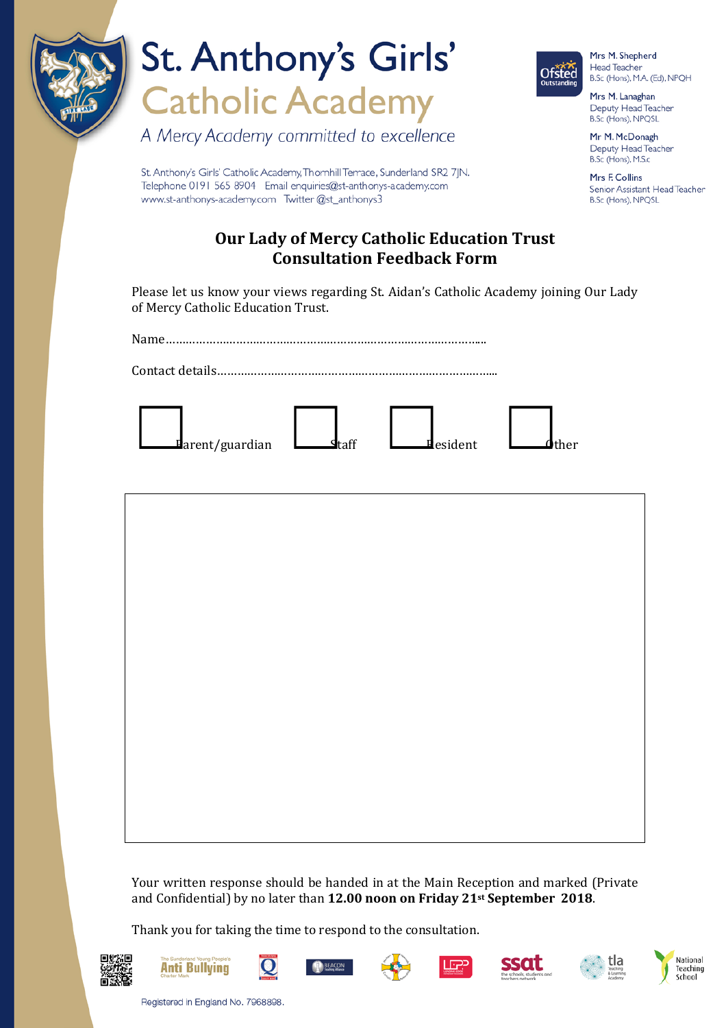# St. Anthony's Girls' Catholic Academy

*A Mercy Academy committed to excellence*

St. Anthony's Girls' Catholic Academy, Thornhill Terrace, Sunderland SR2 7JN.
Telephone 0191 565 8904 Email enquiries@st-anthonys-academy.com
www.st-anthonys-academy.com Twitter @st_anthonys3

Mrs M. Shepherd
Head Teacher
B.Sc (Hons), M.A. (Ed), NPQH

Mrs M. Lanaghan
Deputy Head Teacher
B.Sc (Hons), NPQSL

Mr M. McDonagh
Deputy Head Teacher
B.Sc (Hons), M.Sc

Mrs F. Collins
Senior Assistant Head Teacher
B.Sc (Hons), NPQSL

## Our Lady of Mercy Catholic Education Trust
## Consultation Feedback Form

Please let us know your views regarding St. Aidan's Catholic Academy joining Our Lady of Mercy Catholic Education Trust.

Name…………………………………………………………………………………

Contact details……………………………………………………………………

☐ Parent/guardian ☐ Staff ☐ Resident ☐ Other

Your written response should be handed in at the Main Reception and marked (Private and Confidential) by no later than **12.00 noon on Friday 21st September 2018**.

Thank you for taking the time to respond to the consultation.

Registered in England No. 7968898.